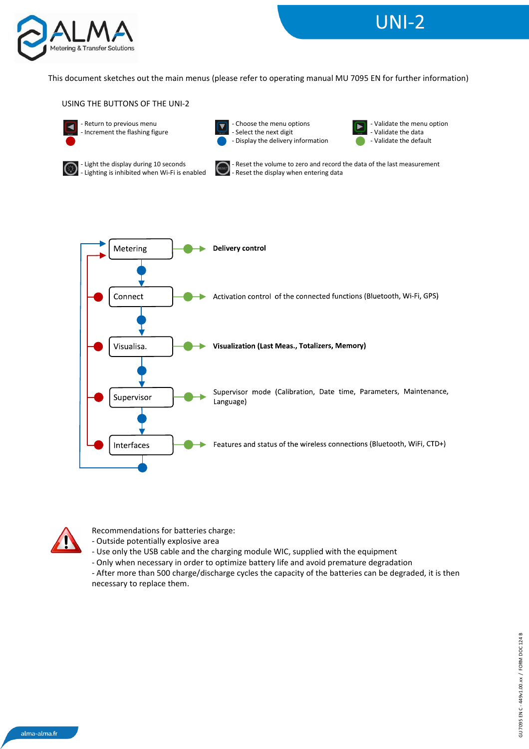# UNI-2

This document sketches out the main menus (please refer to operating manual MU 7095 EN for further information)

## USING THE BUTTONS OF THE UNI-2

- Return to previous menu
- Increment the flashing figure

- Choose the menu options
- Select the next digit
- Display the delivery information

- Validate the menu option
- Validate the data
- Validate the default

- Light the display during 10 seconds
- Lighting is inhibited when Wi-Fi is enabled

- Reset the volume to zero and record the data of the last measurement
- Reset the display when entering data

Metering → **Delivery control**

Connect → Activation control of the connected functions (Bluetooth, Wi-Fi, GPS)

Visualisa. → **Visualization (Last Meas., Totalizers, Memory)**

Supervisor → Supervisor mode (Calibration, Date time, Parameters, Maintenance, Language)

Interfaces → Features and status of the wireless connections (Bluetooth, WiFi, CTD+)

Recommendations for batteries charge:
- Outside potentially explosive area
- Use only the USB cable and the charging module WIC, supplied with the equipment
- Only when necessary in order to optimize battery life and avoid premature degradation
- After more than 500 charge/discharge cycles the capacity of the batteries can be degraded, it is then necessary to replace them.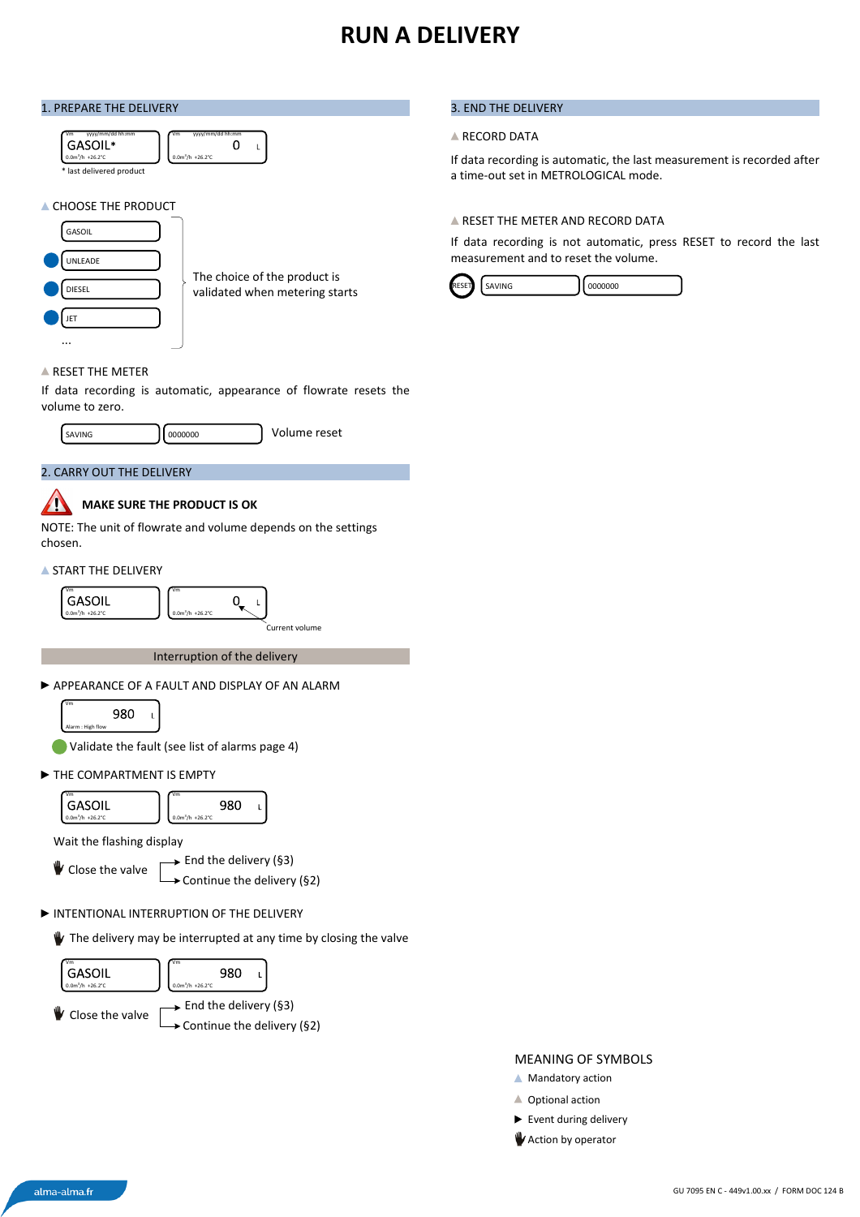# RUN A DELIVERY

## 1. PREPARE THE DELIVERY

| GASOIL* | 0 L |
|---|---|

\* last delivered product

▲ CHOOSE THE PRODUCT

- GASOIL
- UNLEADE
- DIESEL
- JET
- ...

The choice of the product is validated when metering starts

▲ RESET THE METER

If data recording is automatic, appearance of flowrate resets the volume to zero.

| SAVING | 0000000 | Volume reset |
|---|---|---|

## 2. CARRY OUT THE DELIVERY

**MAKE SURE THE PRODUCT IS OK**

NOTE: The unit of flowrate and volume depends on the settings chosen.

▲ START THE DELIVERY

| GASOIL | 0 L |
|---|---|

Current volume

### Interruption of the delivery

▶ APPEARANCE OF A FAULT AND DISPLAY OF AN ALARM

980 L — Alarm : High flow

Validate the fault (see list of alarms page 4)

▶ THE COMPARTMENT IS EMPTY

| GASOIL | 980 L |
|---|---|

Wait the flashing display

Close the valve
- → End the delivery (§3)
- → Continue the delivery (§2)

▶ INTENTIONAL INTERRUPTION OF THE DELIVERY

The delivery may be interrupted at any time by closing the valve

| GASOIL | 980 L |
|---|---|

Close the valve
- → End the delivery (§3)
- → Continue the delivery (§2)

## 3. END THE DELIVERY

▲ RECORD DATA

If data recording is automatic, the last measurement is recorded after a time-out set in METROLOGICAL mode.

▲ RESET THE METER AND RECORD DATA

If data recording is not automatic, press RESET to record the last measurement and to reset the volume.

| RESET | SAVING | 0000000 |
|---|---|---|

### MEANING OF SYMBOLS

- ▲ Mandatory action
- ▲ Optional action
- ▶ Event during delivery
- Action by operator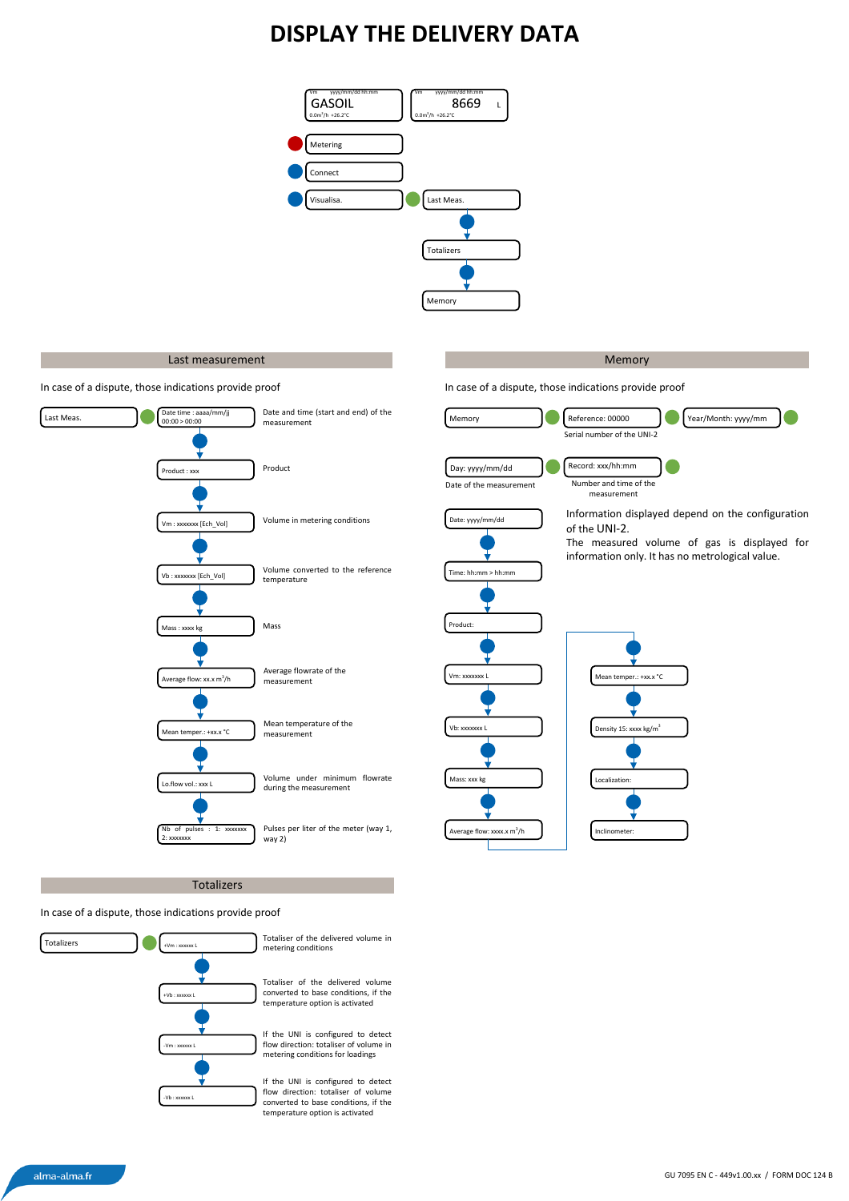# DISPLAY THE DELIVERY DATA

- Vm yyyy/mm/dd hh:mm — GASOIL — 0.0m³/h +26.2°C
- Vm yyyy/mm/dd hh:mm — 8669 L — 0.0m³/h +26.2°C

- Metering
- Connect
- Visualisa. → Last Meas. → Totalizers → Memory

## Last measurement

In case of a dispute, those indications provide proof

Last Meas. →

| Display | Description |
|---|---|
| Date time : aaaa/mm/jj 00:00 > 00:00 | Date and time (start and end) of the measurement |
| Product : xxx | Product |
| Vm : xxxxxxx [Ech_Vol] | Volume in metering conditions |
| Vb : xxxxxxx [Ech_Vol] | Volume converted to the reference temperature |
| Mass : xxxx kg | Mass |
| Average flow: xx.x m³/h | Average flowrate of the measurement |
| Mean temper.: +xx.x °C | Mean temperature of the measurement |
| Lo.flow vol.: xxx L | Volume under minimum flowrate during the measurement |
| Nb of pulses : 1: xxxxxxx 2: xxxxxxx | Pulses per liter of the meter (way 1, way 2) |

## Memory

In case of a dispute, those indications provide proof

Memory → Reference: 00000 (Serial number of the UNI-2) → Year/Month: yyyy/mm

Day: yyyy/mm/dd (Date of the measurement) → Record: xxx/hh:mm (Number and time of the measurement)

- Date: yyyy/mm/dd
- Time: hh:mm > hh:mm
- Product:
- Vm: xxxxxxx L
- Vb: xxxxxxx L
- Mass: xxx kg
- Average flow: xxxx.x m³/h
- Mean temper.: +xx.x °C
- Density 15: xxxx kg/m³
- Localization:
- Inclinometer:

Information displayed depend on the configuration of the UNI-2.
The measured volume of gas is displayed for information only. It has no metrological value.

## Totalizers

In case of a dispute, those indications provide proof

Totalizers →

| Display | Description |
|---|---|
| +Vm : xxxxxx L | Totaliser of the delivered volume in metering conditions |
| +Vb : xxxxxx L | Totaliser of the delivered volume converted to base conditions, if the temperature option is activated |
| -Vm : xxxxxx L | If the UNI is configured to detect flow direction: totaliser of volume in metering conditions for loadings |
| -Vb : xxxxxx L | If the UNI is configured to detect flow direction: totaliser of volume converted to base conditions, if the temperature option is activated |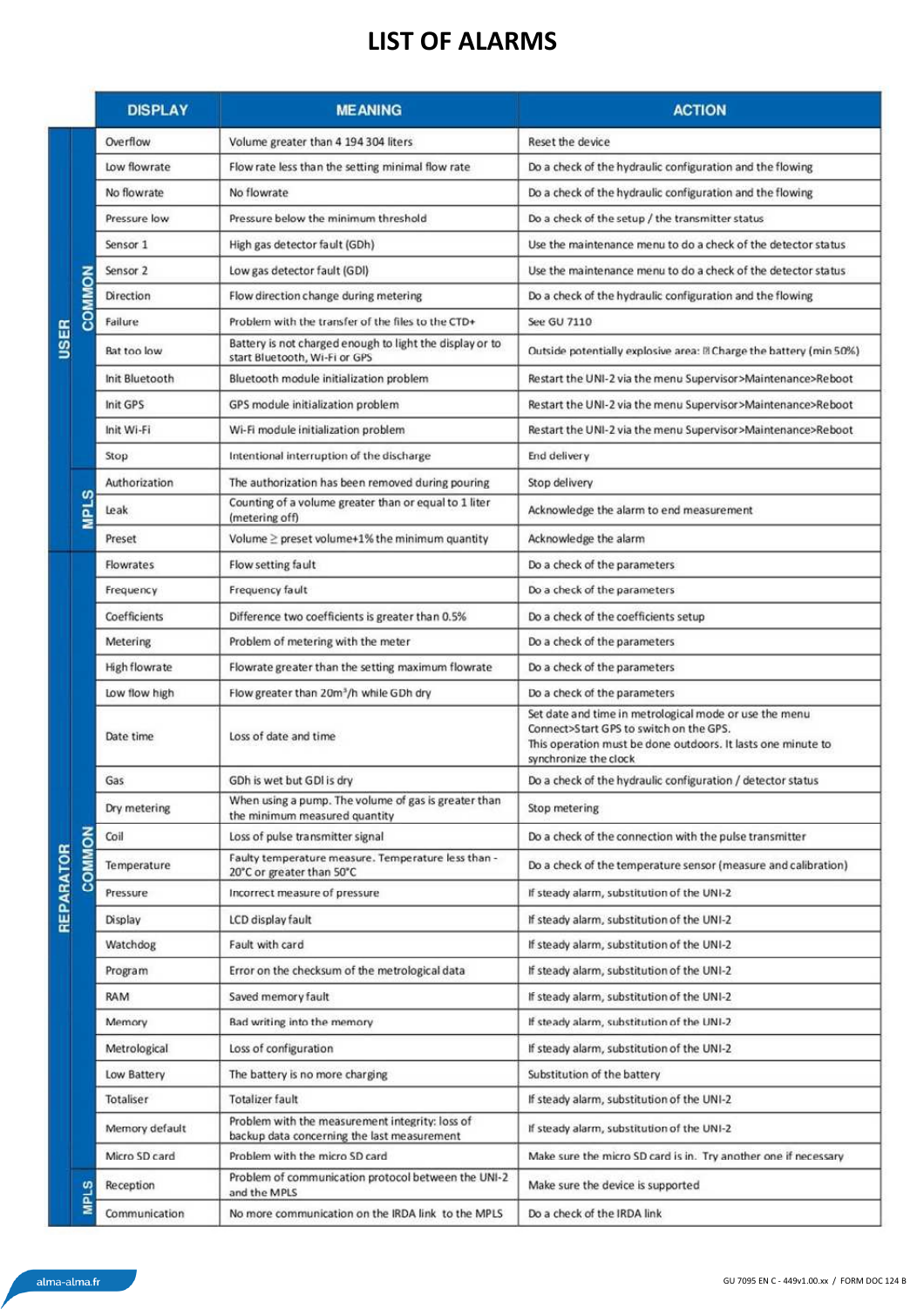# LIST OF ALARMS

| | | DISPLAY | MEANING | ACTION |
|---|---|---|---|---|
| USER | COMMON | Overflow | Volume greater than 4 194 304 liters | Reset the device |
| | | Low flowrate | Flow rate less than the setting minimal flow rate | Do a check of the hydraulic configuration and the flowing |
| | | No flowrate | No flowrate | Do a check of the hydraulic configuration and the flowing |
| | | Pressure low | Pressure below the minimum threshold | Do a check of the setup / the transmitter status |
| | | Sensor 1 | High gas detector fault (GDh) | Use the maintenance menu to do a check of the detector status |
| | | Sensor 2 | Low gas detector fault (GDl) | Use the maintenance menu to do a check of the detector status |
| | | Direction | Flow direction change during metering | Do a check of the hydraulic configuration and the flowing |
| | | Failure | Problem with the transfer of the files to the CTD+ | See GU 7110 |
| | | Bat too low | Battery is not charged enough to light the display or to start Bluetooth, Wi-Fi or GPS | Outside potentially explosive area: Charge the battery (min 50%) |
| | | Init Bluetooth | Bluetooth module initialization problem | Restart the UNI-2 via the menu Supervisor>Maintenance>Reboot |
| | | Init GPS | GPS module initialization problem | Restart the UNI-2 via the menu Supervisor>Maintenance>Reboot |
| | | Init Wi-Fi | Wi-Fi module initialization problem | Restart the UNI-2 via the menu Supervisor>Maintenance>Reboot |
| | | Stop | Intentional interruption of the discharge | End delivery |
| | MPLS | Authorization | The authorization has been removed during pouring | Stop delivery |
| | | Leak | Counting of a volume greater than or equal to 1 liter (metering off) | Acknowledge the alarm to end measurement |
| | | Preset | Volume ≥ preset volume+1% the minimum quantity | Acknowledge the alarm |
| REPARATOR | COMMON | Flowrates | Flow setting fault | Do a check of the parameters |
| | | Frequency | Frequency fault | Do a check of the parameters |
| | | Coefficients | Difference two coefficients is greater than 0.5% | Do a check of the coefficients setup |
| | | Metering | Problem of metering with the meter | Do a check of the parameters |
| | | High flowrate | Flowrate greater than the setting maximum flowrate | Do a check of the parameters |
| | | Low flow high | Flow greater than 20m³/h while GDh dry | Do a check of the parameters |
| | | Date time | Loss of date and time | Set date and time in metrological mode or use the menu Connect>Start GPS to switch on the GPS. This operation must be done outdoors. It lasts one minute to synchronize the clock |
| | | Gas | GDh is wet but GDl is dry | Do a check of the hydraulic configuration / detector status |
| | | Dry metering | When using a pump. The volume of gas is greater than the minimum measured quantity | Stop metering |
| | | Coil | Loss of pulse transmitter signal | Do a check of the connection with the pulse transmitter |
| | | Temperature | Faulty temperature measure. Temperature less than -20°C or greater than 50°C | Do a check of the temperature sensor (measure and calibration) |
| | | Pressure | Incorrect measure of pressure | If steady alarm, substitution of the UNI-2 |
| | | Display | LCD display fault | If steady alarm, substitution of the UNI-2 |
| | | Watchdog | Fault with card | If steady alarm, substitution of the UNI-2 |
| | | Program | Error on the checksum of the metrological data | If steady alarm, substitution of the UNI-2 |
| | | RAM | Saved memory fault | If steady alarm, substitution of the UNI-2 |
| | | Memory | Bad writing into the memory | If steady alarm, substitution of the UNI-2 |
| | | Metrological | Loss of configuration | If steady alarm, substitution of the UNI-2 |
| | | Low Battery | The battery is no more charging | Substitution of the battery |
| | | Totaliser | Totalizer fault | If steady alarm, substitution of the UNI-2 |
| | | Memory default | Problem with the measurement integrity: loss of backup data concerning the last measurement | If steady alarm, substitution of the UNI-2 |
| | | Micro SD card | Problem with the micro SD card | Make sure the micro SD card is in. Try another one if necessary |
| | MPLS | Reception | Problem of communication protocol between the UNI-2 and the MPLS | Make sure the device is supported |
| | | Communication | No more communication on the IRDA link to the MPLS | Do a check of the IRDA link |

alma-alma.fr

GU 7095 EN C - 449v1.00.xx / FORM DOC 124 B